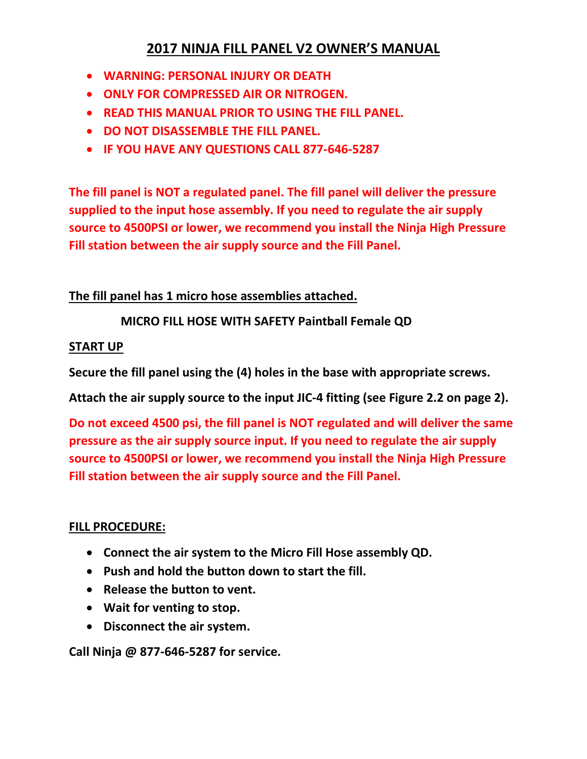# 2017 NINJA FILL PANEL V2 OWNER'S MANUAL

- **WARNING: PERSONAL INJURY OR DEATH**
- **ONLY FOR COMPRESSED AIR OR NITROGEN.**
- **READ THIS MANUAL PRIOR TO USING THE FILL PANEL.**
- **DO NOT DISASSEMBLE THE FILL PANEL.**
- **IF YOU HAVE ANY QUESTIONS CALL 877-646-5287**

**The fill panel is NOT a regulated panel. The fill panel will deliver the pressure supplied to the input hose assembly. If you need to regulate the air supply source to 4500PSI or lower, we recommend you install the Ninja High Pressure Fill station between the air supply source and the Fill Panel.**

**The fill panel has 1 micro hose assemblies attached.**

**MICRO FILL HOSE WITH SAFETY Paintball Female QD**

## START UP

**Secure the fill panel using the (4) holes in the base with appropriate screws.**

**Attach the air supply source to the input JIC-4 fitting (see Figure 2.2 on page 2).**

**Do not exceed 4500 psi, the fill panel is NOT regulated and will deliver the same pressure as the air supply source input. If you need to regulate the air supply source to 4500PSI or lower, we recommend you install the Ninja High Pressure Fill station between the air supply source and the Fill Panel.**

## FILL PROCEDURE:

- **Connect the air system to the Micro Fill Hose assembly QD.**
- **Push and hold the button down to start the fill.**
- **Release the button to vent.**
- **Wait for venting to stop.**
- **Disconnect the air system.**

**Call Ninja @ 877-646-5287 for service.**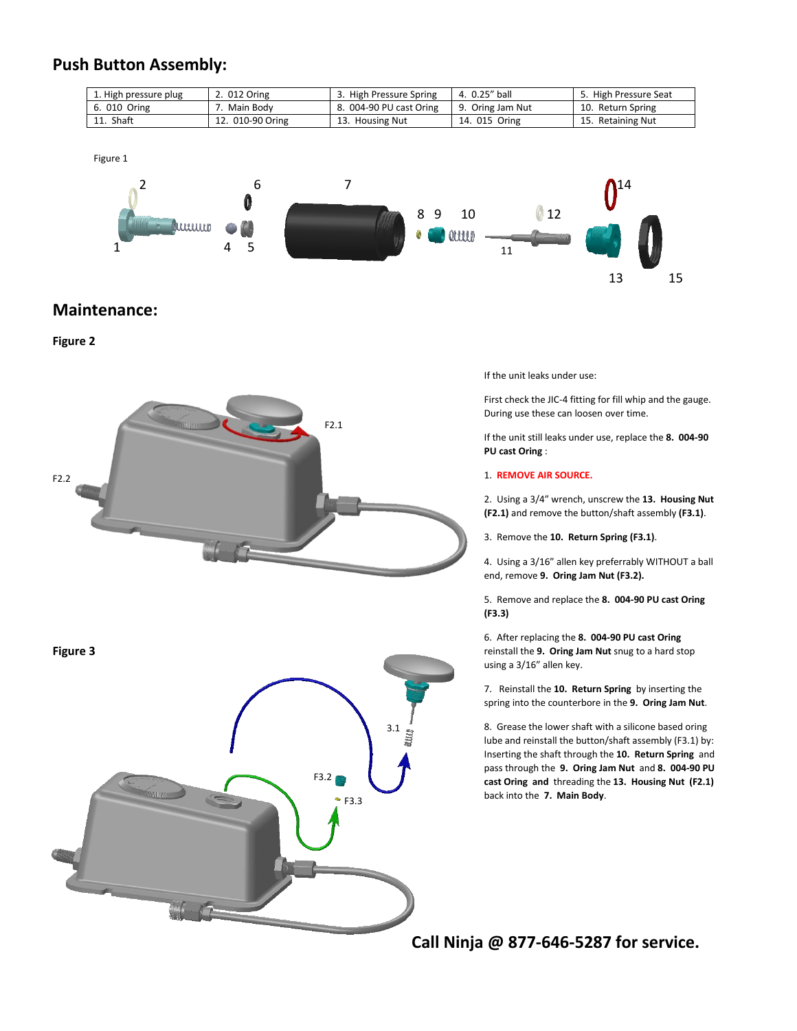## Push Button Assembly:

| | | | | |
|---|---|---|---|---|
| 1. High pressure plug | 2. 012 Oring | 3. High Pressure Spring | 4. 0.25" ball | 5. High Pressure Seat |
| 6. 010 Oring | 7. Main Body | 8. 004-90 PU cast Oring | 9. Oring Jam Nut | 10. Return Spring |
| 11. Shaft | 12. 010-90 Oring | 13. Housing Nut | 14. 015 Oring | 15. Retaining Nut |

Figure 1

2
6
7
14
8
9
10
12
1
4
5
11
13
15

## Maintenance:

**Figure 2**

F2.1
F2.2

**Figure 3**

3.1
F3.2
F3.3

If the unit leaks under use:

First check the JIC-4 fitting for fill whip and the gauge. During use these can loosen over time.

If the unit still leaks under use, replace the **8. 004-90 PU cast Oring** :

1. **REMOVE AIR SOURCE.**
2. Using a 3/4" wrench, unscrew the **13. Housing Nut (F2.1)** and remove the button/shaft assembly **(F3.1)**.
3. Remove the **10. Return Spring (F3.1)**.
4. Using a 3/16" allen key preferrably WITHOUT a ball end, remove **9. Oring Jam Nut (F3.2).**
5. Remove and replace the **8. 004-90 PU cast Oring (F3.3)**
6. After replacing the **8. 004-90 PU cast Oring** reinstall the **9. Oring Jam Nut** snug to a hard stop using a 3/16" allen key.
7. Reinstall the **10. Return Spring** by inserting the spring into the counterbore in the **9. Oring Jam Nut**.
8. Grease the lower shaft with a silicone based oring lube and reinstall the button/shaft assembly (F3.1) by: Inserting the shaft through the **10. Return Spring** and pass through the **9. Oring Jam Nut** and **8. 004-90 PU cast Oring and** threading the **13. Housing Nut (F2.1)** back into the **7. Main Body**.

**Call Ninja @ 877-646-5287 for service.**